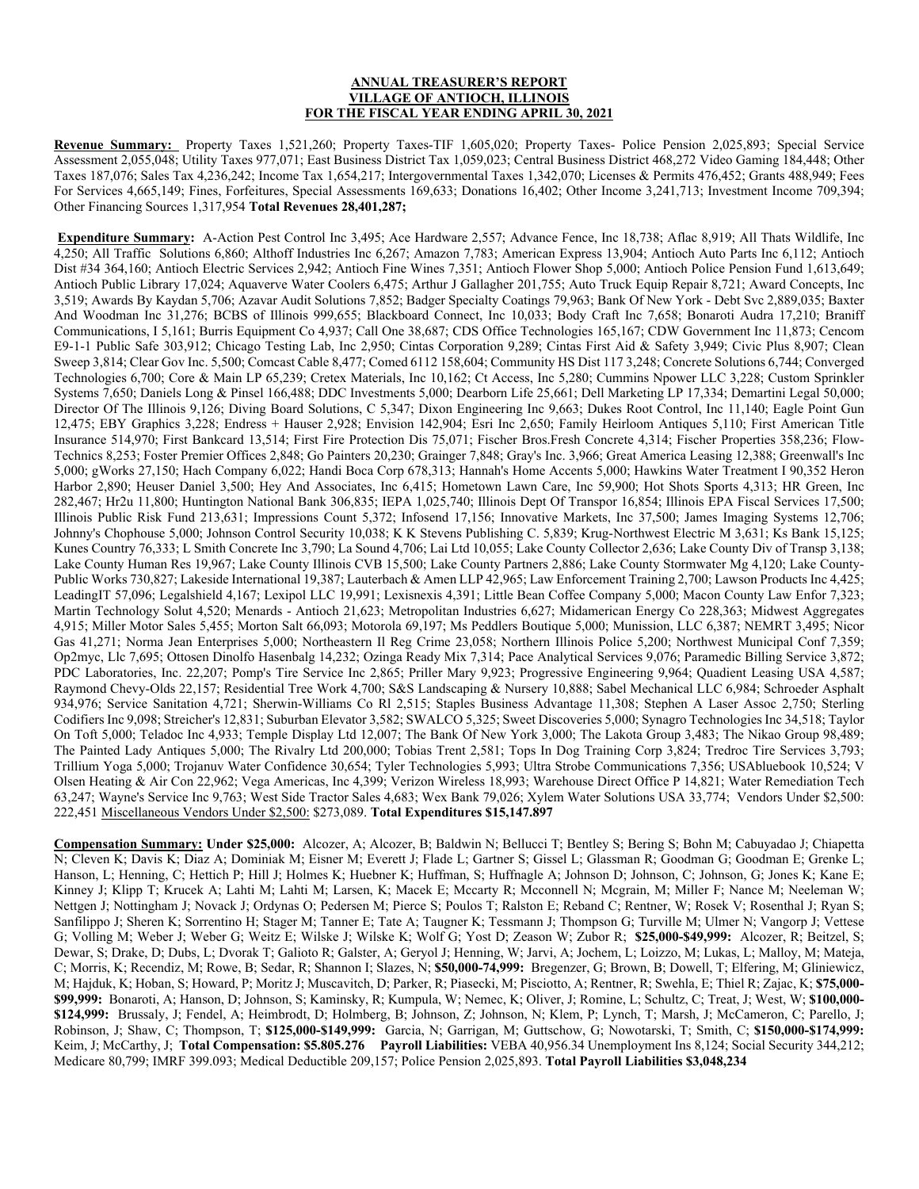**ANNUAL TREASURER'S REPORT**
**VILLAGE OF ANTIOCH, ILLINOIS**
**FOR THE FISCAL YEAR ENDING APRIL 30, 2021**

**Revenue Summary:** Property Taxes 1,521,260; Property Taxes-TIF 1,605,020; Property Taxes- Police Pension 2,025,893; Special Service Assessment 2,055,048; Utility Taxes 977,071; East Business District Tax 1,059,023; Central Business District 468,272 Video Gaming 184,448; Other Taxes 187,076; Sales Tax 4,236,242; Income Tax 1,654,217; Intergovernmental Taxes 1,342,070; Licenses & Permits 476,452; Grants 488,949; Fees For Services 4,665,149; Fines, Forfeitures, Special Assessments 169,633; Donations 16,402; Other Income 3,241,713; Investment Income 709,394; Other Financing Sources 1,317,954 **Total Revenues 28,401,287;**

**Expenditure Summary:** A-Action Pest Control Inc 3,495; Ace Hardware 2,557; Advance Fence, Inc 18,738; Aflac 8,919; All Thats Wildlife, Inc 4,250; All Traffic Solutions 6,860; Althoff Industries Inc 6,267; Amazon 7,783; American Express 13,904; Antioch Auto Parts Inc 6,112; Antioch Dist #34 364,160; Antioch Electric Services 2,942; Antioch Fine Wines 7,351; Antioch Flower Shop 5,000; Antioch Police Pension Fund 1,613,649; Antioch Public Library 17,024; Aquaverve Water Coolers 6,475; Arthur J Gallagher 201,755; Auto Truck Equip Repair 8,721; Award Concepts, Inc 3,519; Awards By Kaydan 5,706; Azavar Audit Solutions 7,852; Badger Specialty Coatings 79,963; Bank Of New York - Debt Svc 2,889,035; Baxter And Woodman Inc 31,276; BCBS of Illinois 999,655; Blackboard Connect, Inc 10,033; Body Craft Inc 7,658; Bonaroti Audra 17,210; Braniff Communications, I 5,161; Burris Equipment Co 4,937; Call One 38,687; CDS Office Technologies 165,167; CDW Government Inc 11,873; Cencom E9-1-1 Public Safe 303,912; Chicago Testing Lab, Inc 2,950; Cintas Corporation 9,289; Cintas First Aid & Safety 3,949; Civic Plus 8,907; Clean Sweep 3,814; Clear Gov Inc. 5,500; Comcast Cable 8,477; Comed 6112 158,604; Community HS Dist 117 3,248; Concrete Solutions 6,744; Converged Technologies 6,700; Core & Main LP 65,239; Cretex Materials, Inc 10,162; Ct Access, Inc 5,280; Cummins Npower LLC 3,228; Custom Sprinkler Systems 7,650; Daniels Long & Pinsel 166,488; DDC Investments 5,000; Dearborn Life 25,661; Dell Marketing LP 17,334; Demartini Legal 50,000; Director Of The Illinois 9,126; Diving Board Solutions, C 5,347; Dixon Engineering Inc 9,663; Dukes Root Control, Inc 11,140; Eagle Point Gun 12,475; EBY Graphics 3,228; Endress + Hauser 2,928; Envision 142,904; Esri Inc 2,650; Family Heirloom Antiques 5,110; First American Title Insurance 514,970; First Bankcard 13,514; First Fire Protection Dis 75,071; Fischer Bros.Fresh Concrete 4,314; Fischer Properties 358,236; Flow-Technics 8,253; Foster Premier Offices 2,848; Go Painters 20,230; Grainger 7,848; Gray's Inc. 3,966; Great America Leasing 12,388; Greenwall's Inc 5,000; gWorks 27,150; Hach Company 6,022; Handi Boca Corp 678,313; Hannah's Home Accents 5,000; Hawkins Water Treatment I 90,352 Heron Harbor 2,890; Heuser Daniel 3,500; Hey And Associates, Inc 6,415; Hometown Lawn Care, Inc 59,900; Hot Shots Sports 4,313; HR Green, Inc 282,467; Hr2u 11,800; Huntington National Bank 306,835; IEPA 1,025,740; Illinois Dept Of Transpor 16,854; Illinois EPA Fiscal Services 17,500; Illinois Public Risk Fund 213,631; Impressions Count 5,372; Infosend 17,156; Innovative Markets, Inc 37,500; James Imaging Systems 12,706; Johnny's Chophouse 5,000; Johnson Control Security 10,038; K K Stevens Publishing C. 5,839; Krug-Northwest Electric M 3,631; Ks Bank 15,125; Kunes Country 76,333; L Smith Concrete Inc 3,790; La Sound 4,706; Lai Ltd 10,055; Lake County Collector 2,636; Lake County Div of Transp 3,138; Lake County Human Res 19,967; Lake County Illinois CVB 15,500; Lake County Partners 2,886; Lake County Stormwater Mg 4,120; Lake County-Public Works 730,827; Lakeside International 19,387; Lauterbach & Amen LLP 42,965; Law Enforcement Training 2,700; Lawson Products Inc 4,425; LeadingIT 57,096; Legalshield 4,167; Lexipol LLC 19,991; Lexisnexis 4,391; Little Bean Coffee Company 5,000; Macon County Law Enfor 7,323; Martin Technology Solut 4,520; Menards - Antioch 21,623; Metropolitan Industries 6,627; Midamerican Energy Co 228,363; Midwest Aggregates 4,915; Miller Motor Sales 5,455; Morton Salt 66,093; Motorola 69,197; Ms Peddlers Boutique 5,000; Munission, LLC 6,387; NEMRT 3,495; Nicor Gas 41,271; Norma Jean Enterprises 5,000; Northeastern Il Reg Crime 23,058; Northern Illinois Police 5,200; Northwest Municipal Conf 7,359; Op2myc, Llc 7,695; Ottosen Dinolfo Hasenbalg 14,232; Ozinga Ready Mix 7,314; Pace Analytical Services 9,076; Paramedic Billing Service 3,872; PDC Laboratories, Inc. 22,207; Pomp's Tire Service Inc 2,865; Priller Mary 9,923; Progressive Engineering 9,964; Quadient Leasing USA 4,587; Raymond Chevy-Olds 22,157; Residential Tree Work 4,700; S&S Landscaping & Nursery 10,888; Sabel Mechanical LLC 6,984; Schroeder Asphalt 934,976; Service Sanitation 4,721; Sherwin-Williams Co Rl 2,515; Staples Business Advantage 11,308; Stephen A Laser Assoc 2,750; Sterling Codifiers Inc 9,098; Streicher's 12,831; Suburban Elevator 3,582; SWALCO 5,325; Sweet Discoveries 5,000; Synagro Technologies Inc 34,518; Taylor On Toft 5,000; Teladoc Inc 4,933; Temple Display Ltd 12,007; The Bank Of New York 3,000; The Lakota Group 3,483; The Nikao Group 98,489; The Painted Lady Antiques 5,000; The Rivalry Ltd 200,000; Tobias Trent 2,581; Tops In Dog Training Corp 3,824; Tredroc Tire Services 3,793; Trillium Yoga 5,000; Trojanuv Water Confidence 30,654; Tyler Technologies 5,993; Ultra Strobe Communications 7,356; USAbluebook 10,524; V Olsen Heating & Air Con 22,962; Vega Americas, Inc 4,399; Verizon Wireless 18,993; Warehouse Direct Office P 14,821; Water Remediation Tech 63,247; Wayne's Service Inc 9,763; West Side Tractor Sales 4,683; Wex Bank 79,026; Xylem Water Solutions USA 33,774; Vendors Under $2,500: 222,451 Miscellaneous Vendors Under $2,500: $273,089. **Total Expenditures $15,147.897**

**Compensation Summary: Under $25,000:** Alcozer, A; Alcozer, B; Baldwin N; Bellucci T; Bentley S; Bering S; Bohn M; Cabuyadao J; Chiapetta N; Cleven K; Davis K; Diaz A; Dominiak M; Eisner M; Everett J; Flade L; Gartner S; Gissel L; Glassman R; Goodman G; Goodman E; Grenke L; Hanson, L; Henning, C; Hettich P; Hill J; Holmes K; Huebner K; Huffman, S; Huffnagle A; Johnson D; Johnson, C; Johnson, G; Jones K; Kane E; Kinney J; Klipp T; Krucek A; Lahti M; Lahti M; Larsen, K; Macek E; Mccarty R; Mcconnell N; Mcgrain, M; Miller F; Nance M; Neeleman W; Nettgen J; Nottingham J; Novack J; Ordynas O; Pedersen M; Pierce S; Poulos T; Ralston E; Reband C; Rentner, W; Rosek V; Rosenthal J; Ryan S; Sanfilippo J; Sheren K; Sorrentino H; Stager M; Tanner E; Tate A; Taugner K; Tessmann J; Thompson G; Turville M; Ulmer N; Vangorp J; Vettese G; Volling M; Weber J; Weber G; Weitz E; Wilske J; Wilske K; Wolf G; Yost D; Zeason W; Zubor R; **$25,000-$49,999:** Alcozer, R; Beitzel, S; Dewar, S; Drake, D; Dubs, L; Dvorak T; Galioto R; Galster, A; Geryol J; Henning, W; Jarvi, A; Jochem, L; Loizzo, M; Lukas, L; Malloy, M; Mateja, C; Morris, K; Recendiz, M; Rowe, B; Sedar, R; Shannon I; Slazes, N; **$50,000-74,999:** Bregenzer, G; Brown, B; Dowell, T; Elfering, M; Gliniewicz, M; Hajduk, K; Hoban, S; Howard, P; Moritz J; Muscavitch, D; Parker, R; Piasecki, M; Pisciotto, A; Rentner, R; Swehla, E; Thiel R; Zajac, K; **$75,000-$99,999:** Bonaroti, A; Hanson, D; Johnson, S; Kaminsky, R; Kumpula, W; Nemec, K; Oliver, J; Romine, L; Schultz, C; Treat, J; West, W; **$100,000-$124,999:** Brussaly, J; Fendel, A; Heimbrodt, D; Holmberg, B; Johnson, Z; Johnson, N; Klem, P; Lynch, T; Marsh, J; McCameron, C; Parello, J; Robinson, J; Shaw, C; Thompson, T; **$125,000-$149,999:** Garcia, N; Garrigan, M; Guttschow, G; Nowotarski, T; Smith, C; **$150,000-$174,999:** Keim, J; McCarthy, J; **Total Compensation: $5.805.276 Payroll Liabilities:** VEBA 40,956.34 Unemployment Ins 8,124; Social Security 344,212; Medicare 80,799; IMRF 399.093; Medical Deductible 209,157; Police Pension 2,025,893. **Total Payroll Liabilities $3,048,234**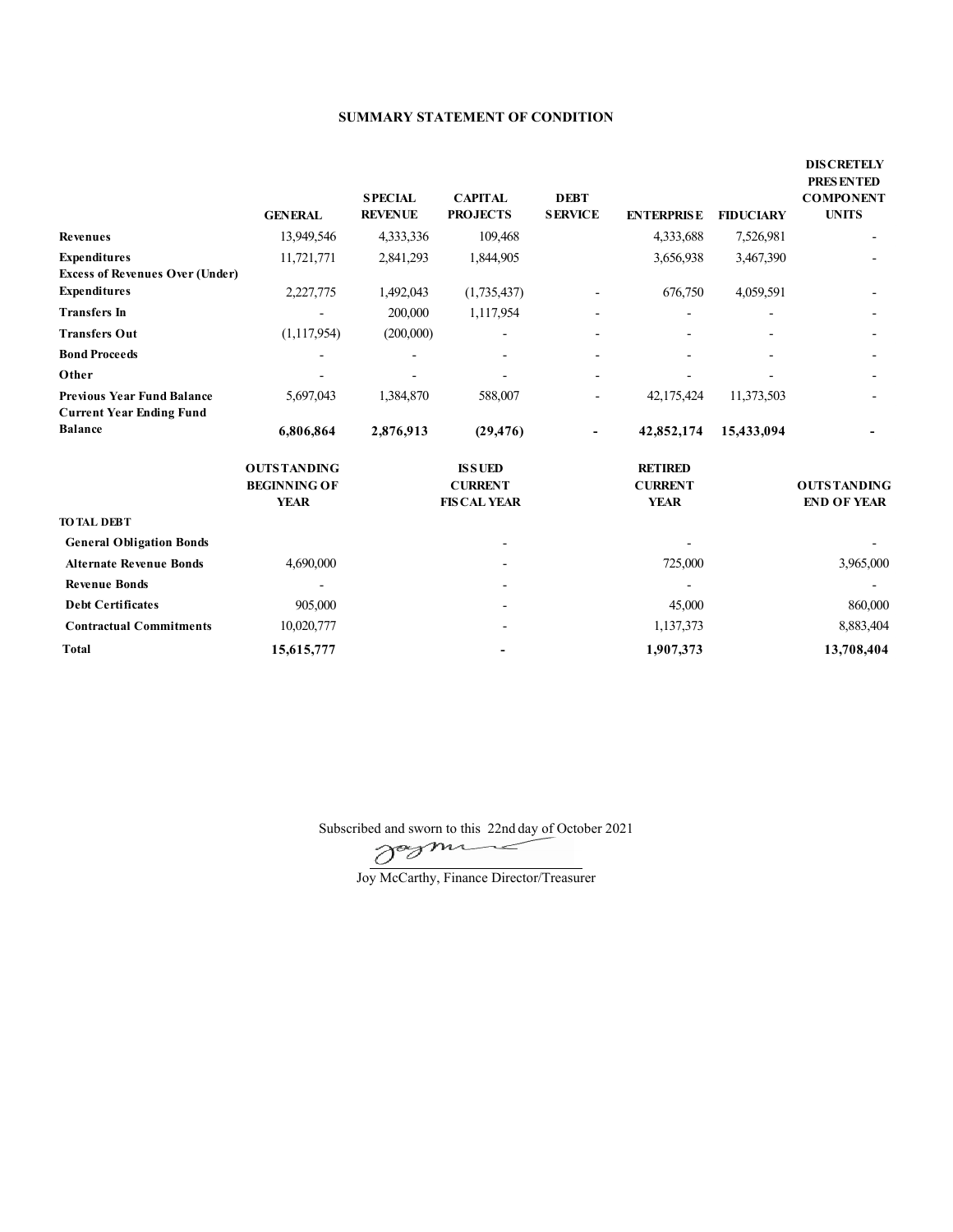## SUMMARY STATEMENT OF CONDITION

| | GENERAL | SPECIAL REVENUE | CAPITAL PROJECTS | DEBT SERVICE | ENTERPRISE | FIDUCIARY | DISCRETELY PRESENTED COMPONENT UNITS |
|---|---|---|---|---|---|---|---|
| **Revenues** | 13,949,546 | 4,333,336 | 109,468 | | 4,333,688 | 7,526,981 | - |
| **Expenditures** | 11,721,771 | 2,841,293 | 1,844,905 | | 3,656,938 | 3,467,390 | - |
| **Excess of Revenues Over (Under) Expenditures** | 2,227,775 | 1,492,043 | (1,735,437) | - | 676,750 | 4,059,591 | - |
| **Transfers In** | - | 200,000 | 1,117,954 | - | - | - | - |
| **Transfers Out** | (1,117,954) | (200,000) | - | - | - | - | - |
| **Bond Proceeds** | - | - | - | - | - | - | - |
| **Other** | - | - | - | - | - | - | - |
| **Previous Year Fund Balance** | 5,697,043 | 1,384,870 | 588,007 | - | 42,175,424 | 11,373,503 | - |
| **Current Year Ending Fund Balance** | **6,806,864** | **2,876,913** | **(29,476)** | **-** | **42,852,174** | **15,433,094** | **-** |

| | OUTSTANDING BEGINNING OF YEAR | ISSUED CURRENT FISCAL YEAR | RETIRED CURRENT YEAR | OUTSTANDING END OF YEAR |
|---|---|---|---|---|
| **TOTAL DEBT** | | | | |
| **General Obligation Bonds** | | - | - | - |
| **Alternate Revenue Bonds** | 4,690,000 | - | 725,000 | 3,965,000 |
| **Revenue Bonds** | - | - | - | - |
| **Debt Certificates** | 905,000 | - | 45,000 | 860,000 |
| **Contractual Commitments** | 10,020,777 | - | 1,137,373 | 8,883,404 |
| **Total** | **15,615,777** | **-** | **1,907,373** | **13,708,404** |

Subscribed and sworn to this 22nd day of October 2021

Joy McCarthy, Finance Director/Treasurer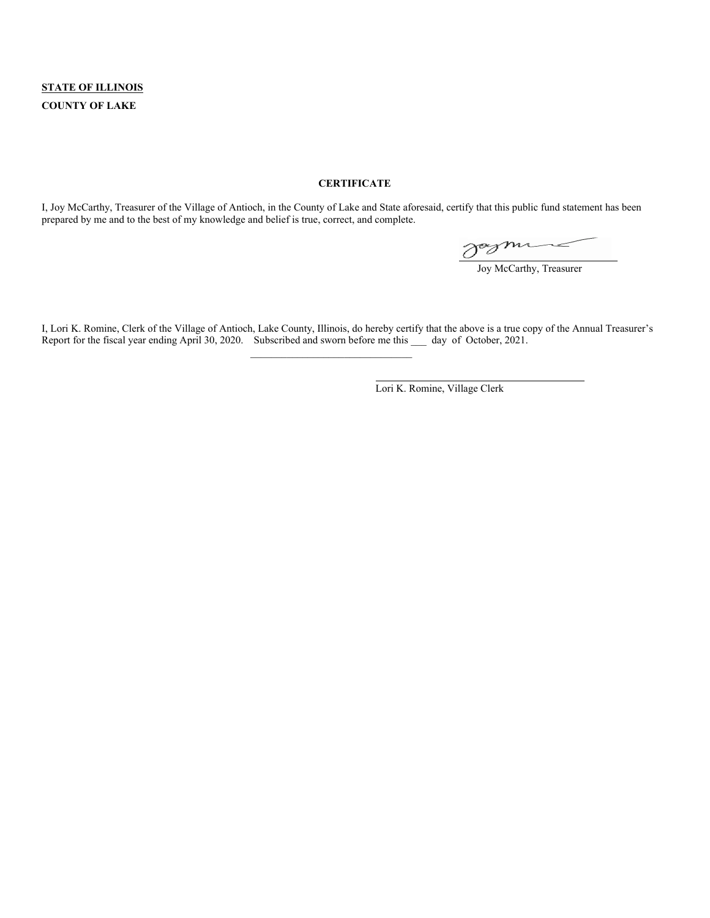**STATE OF ILLINOIS**

**COUNTY OF LAKE**

**CERTIFICATE**

I, Joy McCarthy, Treasurer of the Village of Antioch, in the County of Lake and State aforesaid, certify that this public fund statement has been prepared by me and to the best of my knowledge and belief is true, correct, and complete.

Joy McCarthy, Treasurer

I, Lori K. Romine, Clerk of the Village of Antioch, Lake County, Illinois, do hereby certify that the above is a true copy of the Annual Treasurer's Report for the fiscal year ending April 30, 2020. Subscribed and sworn before me this ___ day of October, 2021.

_______________________________

_______________________________

Lori K. Romine, Village Clerk